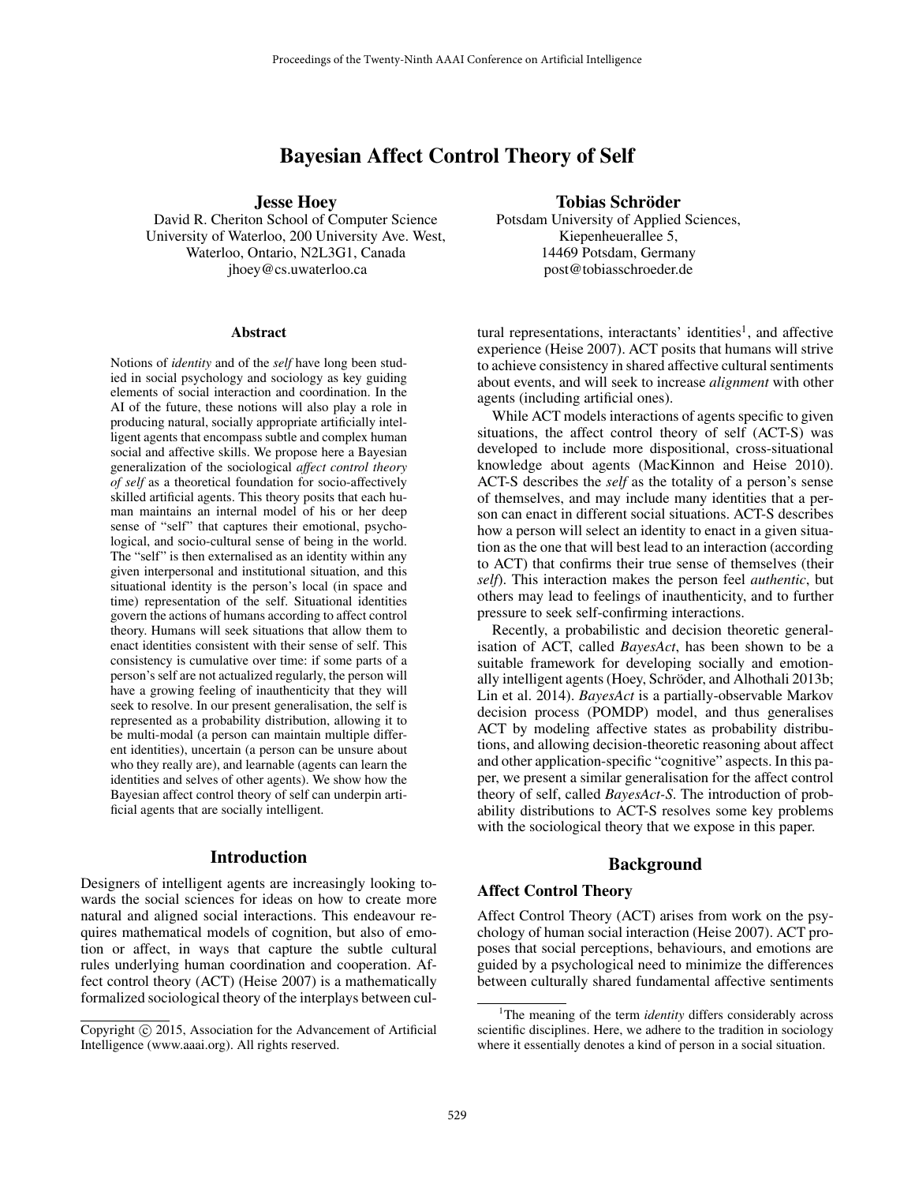# Bayesian Affect Control Theory of Self

**Jesse Hoey**
David R. Cheriton School of Computer Science
University of Waterloo, 200 University Ave. West,
Waterloo, Ontario, N2L3G1, Canada
jhoey@cs.uwaterloo.ca

**Tobias Schröder**
Potsdam University of Applied Sciences,
Kiepenheuerallee 5,
14469 Potsdam, Germany
post@tobiasschroeder.de

## Abstract

Notions of *identity* and of the *self* have long been studied in social psychology and sociology as key guiding elements of social interaction and coordination. In the AI of the future, these notions will also play a role in producing natural, socially appropriate artificially intelligent agents that encompass subtle and complex human social and affective skills. We propose here a Bayesian generalization of the sociological *affect control theory of self* as a theoretical foundation for socio-affectively skilled artificial agents. This theory posits that each human maintains an internal model of his or her deep sense of "self" that captures their emotional, psychological, and socio-cultural sense of being in the world. The "self" is then externalised as an identity within any given interpersonal and institutional situation, and this situational identity is the person's local (in space and time) representation of the self. Situational identities govern the actions of humans according to affect control theory. Humans will seek situations that allow them to enact identities consistent with their sense of self. This consistency is cumulative over time: if some parts of a person's self are not actualized regularly, the person will have a growing feeling of inauthenticity that they will seek to resolve. In our present generalisation, the self is represented as a probability distribution, allowing it to be multi-modal (a person can maintain multiple different identities), uncertain (a person can be unsure about who they really are), and learnable (agents can learn the identities and selves of other agents). We show how the Bayesian affect control theory of self can underpin artificial agents that are socially intelligent.

## Introduction

Designers of intelligent agents are increasingly looking towards the social sciences for ideas on how to create more natural and aligned social interactions. This endeavour requires mathematical models of cognition, but also of emotion or affect, in ways that capture the subtle cultural rules underlying human coordination and cooperation. Affect control theory (ACT) (Heise 2007) is a mathematically formalized sociological theory of the interplays between cultural representations, interactants' identities[1], and affective experience (Heise 2007). ACT posits that humans will strive to achieve consistency in shared affective cultural sentiments about events, and will seek to increase *alignment* with other agents (including artificial ones).

While ACT models interactions of agents specific to given situations, the affect control theory of self (ACT-S) was developed to include more dispositional, cross-situational knowledge about agents (MacKinnon and Heise 2010). ACT-S describes the *self* as the totality of a person's sense of themselves, and may include many identities that a person can enact in different social situations. ACT-S describes how a person will select an identity to enact in a given situation as the one that will best lead to an interaction (according to ACT) that confirms their true sense of themselves (their *self*). This interaction makes the person feel *authentic*, but others may lead to feelings of inauthenticity, and to further pressure to seek self-confirming interactions.

Recently, a probabilistic and decision theoretic generalisation of ACT, called *BayesAct*, has been shown to be a suitable framework for developing socially and emotionally intelligent agents (Hoey, Schröder, and Alhothali 2013b; Lin et al. 2014). *BayesAct* is a partially-observable Markov decision process (POMDP) model, and thus generalises ACT by modeling affective states as probability distributions, and allowing decision-theoretic reasoning about affect and other application-specific "cognitive" aspects. In this paper, we present a similar generalisation for the affect control theory of self, called *BayesAct-S*. The introduction of probability distributions to ACT-S resolves some key problems with the sociological theory that we expose in this paper.

## Background

### Affect Control Theory

Affect Control Theory (ACT) arises from work on the psychology of human social interaction (Heise 2007). ACT proposes that social perceptions, behaviours, and emotions are guided by a psychological need to minimize the differences between culturally shared fundamental affective sentiments

[1] The meaning of the term *identity* differs considerably across scientific disciplines. Here, we adhere to the tradition in sociology where it essentially denotes a kind of person in a social situation.

Copyright © 2015, Association for the Advancement of Artificial Intelligence (www.aaai.org). All rights reserved.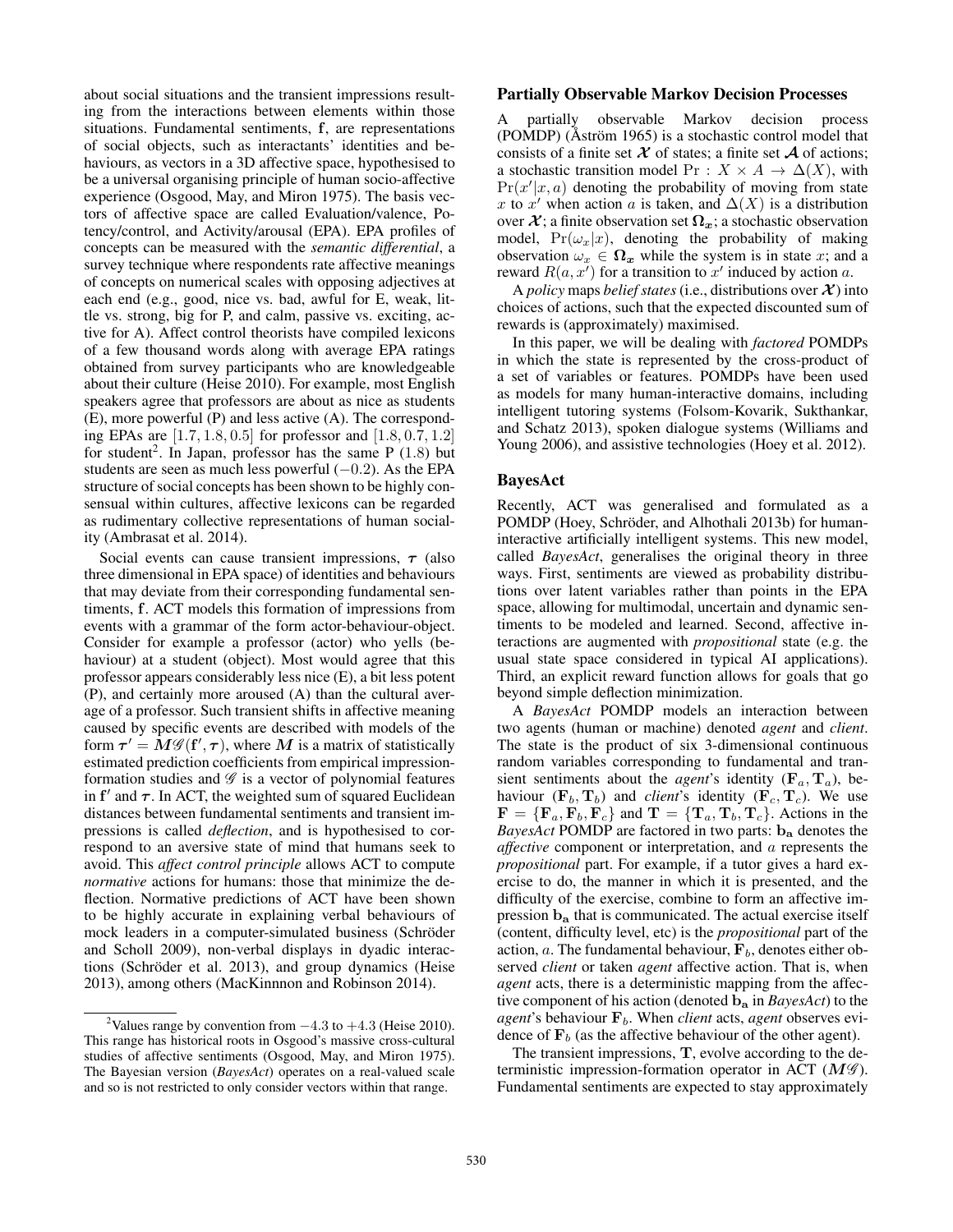about social situations and the transient impressions resulting from the interactions between elements within those situations. Fundamental sentiments, $\mathbf{f}$, are representations of social objects, such as interactants' identities and behaviours, as vectors in a 3D affective space, hypothesised to be a universal organising principle of human socio-affective experience (Osgood, May, and Miron 1975). The basis vectors of affective space are called Evaluation/valence, Potency/control, and Activity/arousal (EPA). EPA profiles of concepts can be measured with the *semantic differential*, a survey technique where respondents rate affective meanings of concepts on numerical scales with opposing adjectives at each end (e.g., good, nice vs. bad, awful for E, weak, little vs. strong, big for P, and calm, passive vs. exciting, active for A). Affect control theorists have compiled lexicons of a few thousand words along with average EPA ratings obtained from survey participants who are knowledgeable about their culture (Heise 2010). For example, most English speakers agree that professors are about as nice as students (E), more powerful (P) and less active (A). The corresponding EPAs are $[1.7, 1.8, 0.5]$ for professor and $[1.8, 0.7, 1.2]$ for student[2]. In Japan, professor has the same P (1.8) but students are seen as much less powerful ($-0.2$). As the EPA structure of social concepts has been shown to be highly consensual within cultures, affective lexicons can be regarded as rudimentary collective representations of human sociality (Ambrasat et al. 2014).

Social events can cause transient impressions, $\boldsymbol{\tau}$ (also three dimensional in EPA space) of identities and behaviours that may deviate from their corresponding fundamental sentiments, $\mathbf{f}$. ACT models this formation of impressions from events with a grammar of the form actor-behaviour-object. Consider for example a professor (actor) who yells (behaviour) at a student (object). Most would agree that this professor appears considerably less nice (E), a bit less potent (P), and certainly more aroused (A) than the cultural average of a professor. Such transient shifts in affective meaning caused by specific events are described with models of the form $\boldsymbol{\tau}' = \boldsymbol{M}\mathscr{G}(\mathbf{f}', \boldsymbol{\tau})$, where $\boldsymbol{M}$ is a matrix of statistically estimated prediction coefficients from empirical impression-formation studies and $\mathscr{G}$ is a vector of polynomial features in $\mathbf{f}'$ and $\boldsymbol{\tau}$. In ACT, the weighted sum of squared Euclidean distances between fundamental sentiments and transient impressions is called *deflection*, and is hypothesised to correspond to an aversive state of mind that humans seek to avoid. This *affect control principle* allows ACT to compute *normative* actions for humans: those that minimize the deflection. Normative predictions of ACT have been shown to be highly accurate in explaining verbal behaviours of mock leaders in a computer-simulated business (Schröder and Scholl 2009), non-verbal displays in dyadic interactions (Schröder et al. 2013), and group dynamics (Heise 2013), among others (MacKinnnon and Robinson 2014).

[2] Values range by convention from $-4.3$ to $+4.3$ (Heise 2010). This range has historical roots in Osgood's massive cross-cultural studies of affective sentiments (Osgood, May, and Miron 1975). The Bayesian version (*BayesAct*) operates on a real-valued scale and so is not restricted to only consider vectors within that range.

## Partially Observable Markov Decision Processes

A partially observable Markov decision process (POMDP) (Åström 1965) is a stochastic control model that consists of a finite set $\boldsymbol{\mathcal{X}}$ of states; a finite set $\boldsymbol{\mathcal{A}}$ of actions; a stochastic transition model $\Pr : X \times A \rightarrow \Delta(X)$, with $\Pr(x'|x, a)$ denoting the probability of moving from state $x$ to $x'$ when action $a$ is taken, and $\Delta(X)$ is a distribution over $\boldsymbol{\mathcal{X}}$; a finite observation set $\boldsymbol{\Omega_x}$; a stochastic observation model, $\Pr(\omega_x|x)$, denoting the probability of making observation $\omega_x \in \boldsymbol{\Omega_x}$ while the system is in state $x$; and a reward $R(a, x')$ for a transition to $x'$ induced by action $a$.

A *policy* maps *belief states* (i.e., distributions over $\boldsymbol{\mathcal{X}}$) into choices of actions, such that the expected discounted sum of rewards is (approximately) maximised.

In this paper, we will be dealing with *factored* POMDPs in which the state is represented by the cross-product of a set of variables or features. POMDPs have been used as models for many human-interactive domains, including intelligent tutoring systems (Folsom-Kovarik, Sukthankar, and Schatz 2013), spoken dialogue systems (Williams and Young 2006), and assistive technologies (Hoey et al. 2012).

## BayesAct

Recently, ACT was generalised and formulated as a POMDP (Hoey, Schröder, and Alhothali 2013b) for human-interactive artificially intelligent systems. This new model, called *BayesAct*, generalises the original theory in three ways. First, sentiments are viewed as probability distributions over latent variables rather than points in the EPA space, allowing for multimodal, uncertain and dynamic sentiments to be modeled and learned. Second, affective interactions are augmented with *propositional* state (e.g. the usual state space considered in typical AI applications). Third, an explicit reward function allows for goals that go beyond simple deflection minimization.

A *BayesAct* POMDP models an interaction between two agents (human or machine) denoted *agent* and *client*. The state is the product of six 3-dimensional continuous random variables corresponding to fundamental and transient sentiments about the *agent*'s identity ($\mathbf{F}_a, \mathbf{T}_a$), behaviour ($\mathbf{F}_b, \mathbf{T}_b$) and *client*'s identity ($\mathbf{F}_c, \mathbf{T}_c$). We use $\mathbf{F} = \{\mathbf{F}_a, \mathbf{F}_b, \mathbf{F}_c\}$ and $\mathbf{T} = \{\mathbf{T}_a, \mathbf{T}_b, \mathbf{T}_c\}$. Actions in the *BayesAct* POMDP are factored in two parts: $\mathbf{b_a}$ denotes the *affective* component or interpretation, and $a$ represents the *propositional* part. For example, if a tutor gives a hard exercise to do, the manner in which it is presented, and the difficulty of the exercise, combine to form an affective impression $\mathbf{b_a}$ that is communicated. The actual exercise itself (content, difficulty level, etc) is the *propositional* part of the action, $a$. The fundamental behaviour, $\mathbf{F}_b$, denotes either observed *client* or taken *agent* affective action. That is, when *agent* acts, there is a deterministic mapping from the affective component of his action (denoted $\mathbf{b_a}$ in *BayesAct*) to the *agent*'s behaviour $\mathbf{F}_b$. When *client* acts, *agent* observes evidence of $\mathbf{F}_b$ (as the affective behaviour of the other agent).

The transient impressions, $\mathbf{T}$, evolve according to the deterministic impression-formation operator in ACT ($\boldsymbol{M}\mathscr{G}$). Fundamental sentiments are expected to stay approximately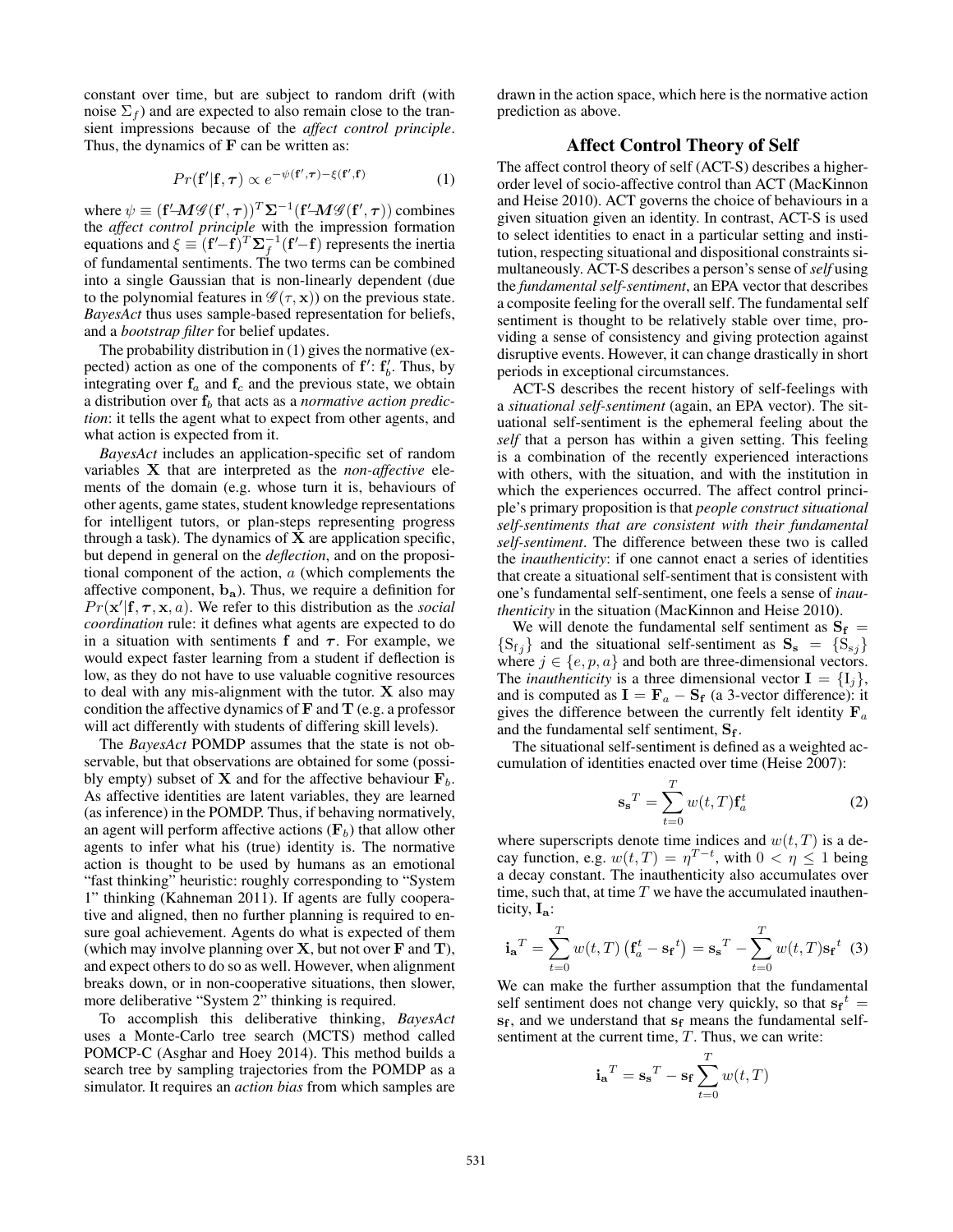constant over time, but are subject to random drift (with noise $\Sigma_f$) and are expected to also remain close to the transient impressions because of the *affect control principle*. Thus, the dynamics of $\mathbf{F}$ can be written as:

$$Pr(\mathbf{f}'|\mathbf{f},\boldsymbol{\tau}) \propto e^{-\psi(\mathbf{f}',\boldsymbol{\tau})-\xi(\mathbf{f}',\mathbf{f})} \quad (1)$$

where $\psi \equiv (\mathbf{f}'-\boldsymbol{M}\mathscr{G}(\mathbf{f}',\boldsymbol{\tau}))^T\boldsymbol{\Sigma}^{-1}(\mathbf{f}'-\boldsymbol{M}\mathscr{G}(\mathbf{f}',\boldsymbol{\tau}))$ combines the *affect control principle* with the impression formation equations and $\xi \equiv (\mathbf{f}'-\mathbf{f})^T\boldsymbol{\Sigma}_f^{-1}(\mathbf{f}'-\mathbf{f})$ represents the inertia of fundamental sentiments. The two terms can be combined into a single Gaussian that is non-linearly dependent (due to the polynomial features in $\mathscr{G}(\tau,\mathbf{x})$) on the previous state. *BayesAct* thus uses sample-based representation for beliefs, and a *bootstrap filter* for belief updates.

The probability distribution in (1) gives the normative (expected) action as one of the components of $\mathbf{f}'$: $\mathbf{f}'_b$. Thus, by integrating over $\mathbf{f}_a$ and $\mathbf{f}_c$ and the previous state, we obtain a distribution over $\mathbf{f}_b$ that acts as a *normative action prediction*: it tells the agent what to expect from other agents, and what action is expected from it.

*BayesAct* includes an application-specific set of random variables $\mathbf{X}$ that are interpreted as the *non-affective* elements of the domain (e.g. whose turn it is, behaviours of other agents, game states, student knowledge representations for intelligent tutors, or plan-steps representing progress through a task). The dynamics of $\mathbf{X}$ are application specific, but depend in general on the *deflection*, and on the propositional component of the action, $a$ (which complements the affective component, $\mathbf{b_a}$). Thus, we require a definition for $Pr(\mathbf{x}'|\mathbf{f},\boldsymbol{\tau},\mathbf{x},a)$. We refer to this distribution as the *social coordination* rule: it defines what agents are expected to do in a situation with sentiments $\mathbf{f}$ and $\boldsymbol{\tau}$. For example, we would expect faster learning from a student if deflection is low, as they do not have to use valuable cognitive resources to deal with any mis-alignment with the tutor. $\mathbf{X}$ also may condition the affective dynamics of $\mathbf{F}$ and $\mathbf{T}$ (e.g. a professor will act differently with students of differing skill levels).

The *BayesAct* POMDP assumes that the state is not observable, but that observations are obtained for some (possibly empty) subset of $\mathbf{X}$ and for the affective behaviour $\mathbf{F}_b$. As affective identities are latent variables, they are learned (as inference) in the POMDP. Thus, if behaving normatively, an agent will perform affective actions ($\mathbf{F}_b$) that allow other agents to infer what his (true) identity is. The normative action is thought to be used by humans as an emotional "fast thinking" heuristic: roughly corresponding to "System 1" thinking (Kahneman 2011). If agents are fully cooperative and aligned, then no further planning is required to ensure goal achievement. Agents do what is expected of them (which may involve planning over $\mathbf{X}$, but not over $\mathbf{F}$ and $\mathbf{T}$), and expect others to do so as well. However, when alignment breaks down, or in non-cooperative situations, then slower, more deliberative "System 2" thinking is required.

To accomplish this deliberative thinking, *BayesAct* uses a Monte-Carlo tree search (MCTS) method called POMCP-C (Asghar and Hoey 2014). This method builds a search tree by sampling trajectories from the POMDP as a simulator. It requires an *action bias* from which samples are drawn in the action space, which here is the normative action prediction as above.

## Affect Control Theory of Self

The affect control theory of self (ACT-S) describes a higher-order level of socio-affective control than ACT (MacKinnon and Heise 2010). ACT governs the choice of behaviours in a given situation given an identity. In contrast, ACT-S is used to select identities to enact in a particular setting and institution, respecting situational and dispositional constraints simultaneously. ACT-S describes a person's sense of *self* using the *fundamental self-sentiment*, an EPA vector that describes a composite feeling for the overall self. The fundamental self sentiment is thought to be relatively stable over time, providing a sense of consistency and giving protection against disruptive events. However, it can change drastically in short periods in exceptional circumstances.

ACT-S describes the recent history of self-feelings with a *situational self-sentiment* (again, an EPA vector). The situational self-sentiment is the ephemeral feeling about the *self* that a person has within a given setting. This feeling is a combination of the recently experienced interactions with others, with the situation, and with the institution in which the experiences occurred. The affect control principle's primary proposition is that *people construct situational self-sentiments that are consistent with their fundamental self-sentiment*. The difference between these two is called the *inauthenticity*: if one cannot enact a series of identities that create a situational self-sentiment that is consistent with one's fundamental self-sentiment, one feels a sense of *inauthenticity* in the situation (MacKinnon and Heise 2010).

We will denote the fundamental self sentiment as $\mathbf{S_f} = \{\mathrm{S}_{fj}\}$ and the situational self-sentiment as $\mathbf{S_s} = \{\mathrm{S}_{sj}\}$ where $j \in \{e,p,a\}$ and both are three-dimensional vectors. The *inauthenticity* is a three dimensional vector $\mathbf{I} = \{\mathrm{I}_j\}$, and is computed as $\mathbf{I} = \mathbf{F}_a - \mathbf{S_f}$ (a 3-vector difference): it gives the difference between the currently felt identity $\mathbf{F}_a$ and the fundamental self sentiment, $\mathbf{S_f}$.

The situational self-sentiment is defined as a weighted accumulation of identities enacted over time (Heise 2007):

$$\mathbf{s_s}^T = \sum_{t=0}^{T} w(t,T)\mathbf{f}_a^t \quad (2)$$

where superscripts denote time indices and $w(t,T)$ is a decay function, e.g. $w(t,T) = \eta^{T-t}$, with $0 < \eta \leq 1$ being a decay constant. The inauthenticity also accumulates over time, such that, at time $T$ we have the accumulated inauthenticity, $\mathbf{I_a}$:

$$\mathbf{i_a}^T = \sum_{t=0}^{T} w(t,T)\left(\mathbf{f}_a^t - \mathbf{s_f}^t\right) = \mathbf{s_s}^T - \sum_{t=0}^{T} w(t,T)\mathbf{s_f}^t \quad (3)$$

We can make the further assumption that the fundamental self sentiment does not change very quickly, so that $\mathbf{s_f}^t = \mathbf{s_f}$, and we understand that $\mathbf{s_f}$ means the fundamental self-sentiment at the current time, $T$. Thus, we can write:

$$\mathbf{i_a}^T = \mathbf{s_s}^T - \mathbf{s_f}\sum_{t=0}^{T} w(t,T)$$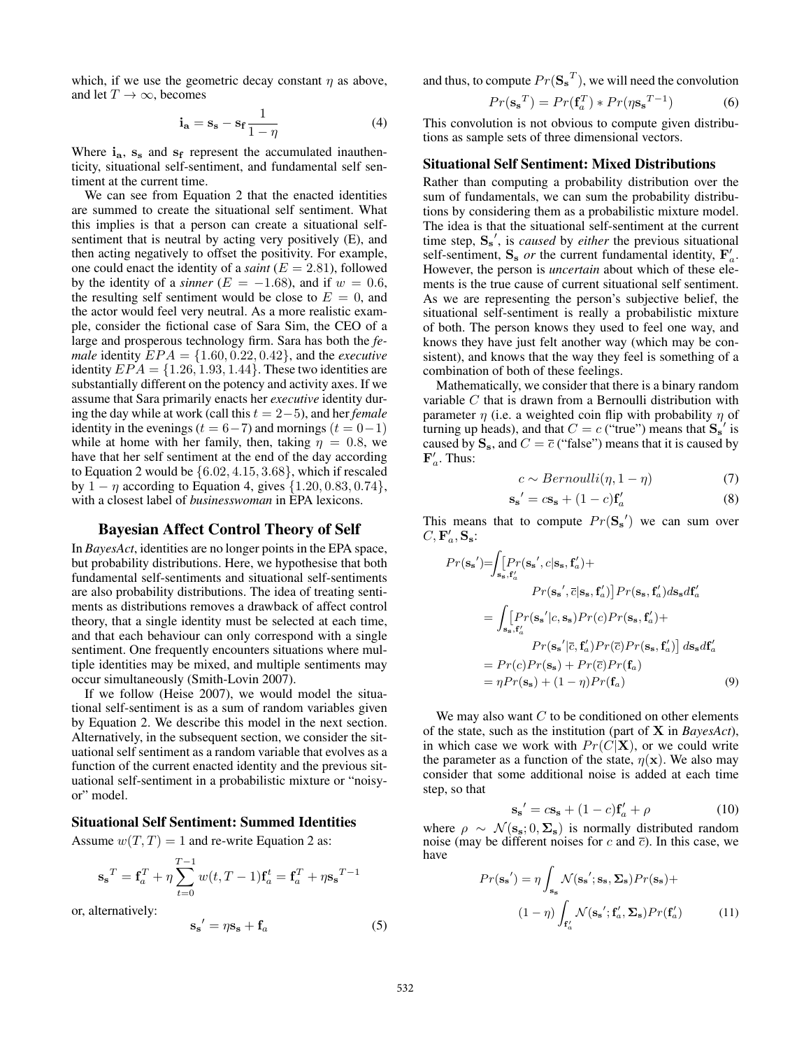which, if we use the geometric decay constant $\eta$ as above, and let $T \rightarrow \infty$, becomes

$$\mathbf{i_a} = \mathbf{s_s} - \mathbf{s_f}\frac{1}{1-\eta} \tag{4}$$

Where $\mathbf{i_a}$, $\mathbf{s_s}$ and $\mathbf{s_f}$ represent the accumulated inauthenticity, situational self-sentiment, and fundamental self sentiment at the current time.

We can see from Equation 2 that the enacted identities are summed to create the situational self sentiment. What this implies is that a person can create a situational self-sentiment that is neutral by acting very positively (E), and then acting negatively to offset the positivity. For example, one could enact the identity of a *saint* ($E = 2.81$), followed by the identity of a *sinner* ($E = -1.68$), and if $w = 0.6$, the resulting self sentiment would be close to $E = 0$, and the actor would feel very neutral. As a more realistic example, consider the fictional case of Sara Sim, the CEO of a large and prosperous technology firm. Sara has both the *female* identity $EPA = \{1.60, 0.22, 0.42\}$, and the *executive* identity $EPA = \{1.26, 1.93, 1.44\}$. These two identities are substantially different on the potency and activity axes. If we assume that Sara primarily enacts her *executive* identity during the day while at work (call this $t = 2-5$), and her *female* identity in the evenings ($t = 6-7$) and mornings ($t = 0-1$) while at home with her family, then, taking $\eta = 0.8$, we have that her self sentiment at the end of the day according to Equation 2 would be $\{6.02, 4.15, 3.68\}$, which if rescaled by $1 - \eta$ according to Equation 4, gives $\{1.20, 0.83, 0.74\}$, with a closest label of *businesswoman* in EPA lexicons.

## Bayesian Affect Control Theory of Self

In *BayesAct*, identities are no longer points in the EPA space, but probability distributions. Here, we hypothesise that both fundamental self-sentiments and situational self-sentiments are also probability distributions. The idea of treating sentiments as distributions removes a drawback of affect control theory, that a single identity must be selected at each time, and that each behaviour can only correspond with a single sentiment. One frequently encounters situations where multiple identities may be mixed, and multiple sentiments may occur simultaneously (Smith-Lovin 2007).

If we follow (Heise 2007), we would model the situational self-sentiment is as a sum of random variables given by Equation 2. We describe this model in the next section. Alternatively, in the subsequent section, we consider the situational self sentiment as a random variable that evolves as a function of the current enacted identity and the previous situational self-sentiment in a probabilistic mixture or "noisy-or" model.

### Situational Self Sentiment: Summed Identities

Assume $w(T, T) = 1$ and re-write Equation 2 as:

$$\mathbf{s_s}^T = \mathbf{f}_a^T + \eta \sum_{t=0}^{T-1} w(t, T-1)\mathbf{f}_a^t = \mathbf{f}_a^T + \eta \mathbf{s_s}^{T-1}$$

or, alternatively:

$$\mathbf{s_s}' = \eta \mathbf{s_s} + \mathbf{f}_a \tag{5}$$

and thus, to compute $Pr(\mathbf{S_s}^T)$, we will need the convolution

$$Pr(\mathbf{s_s}^T) = Pr(\mathbf{f}_a^T) * Pr(\eta \mathbf{s_s}^{T-1}) \tag{6}$$

This convolution is not obvious to compute given distributions as sample sets of three dimensional vectors.

### Situational Self Sentiment: Mixed Distributions

Rather than computing a probability distribution over the sum of fundamentals, we can sum the probability distributions by considering them as a probabilistic mixture model. The idea is that the situational self-sentiment at the current time step, $\mathbf{S_s}'$, is *caused* by *either* the previous situational self-sentiment, $\mathbf{S_s}$ *or* the current fundamental identity, $\mathbf{F}'_a$. However, the person is *uncertain* about which of these elements is the true cause of current situational self sentiment. As we are representing the person's subjective belief, the situational self-sentiment is really a probabilistic mixture of both. The person knows they used to feel one way, and knows they have just felt another way (which may be consistent), and knows that the way they feel is something of a combination of both of these feelings.

Mathematically, we consider that there is a binary random variable $C$ that is drawn from a Bernoulli distribution with parameter $\eta$ (i.e. a weighted coin flip with probability $\eta$ of turning up heads), and that $C = c$ ("true") means that $\mathbf{S_s}'$ is caused by $\mathbf{S_s}$, and $C = \bar{c}$ ("false") means that it is caused by $\mathbf{F}'_a$. Thus:

$$c \sim Bernoulli(\eta, 1-\eta) \tag{7}$$

$$\mathbf{s_s}' = c\mathbf{s_s} + (1-c)\mathbf{f}'_a \tag{8}$$

This means that to compute $Pr(\mathbf{S_s}')$ we can sum over $C, \mathbf{F}'_a, \mathbf{S_s}$:

$$\begin{aligned}
Pr(\mathbf{s_s}') &= \int_{\mathbf{s_s},\mathbf{f}'_a} \big[Pr(\mathbf{s_s}', c|\mathbf{s_s}, \mathbf{f}'_a) + \\
&\qquad Pr(\mathbf{s_s}', \bar{c}|\mathbf{s_s}, \mathbf{f}'_a)\big] Pr(\mathbf{s_s}, \mathbf{f}'_a) d\mathbf{s_s} d\mathbf{f}'_a \\
&= \int_{\mathbf{s_s},\mathbf{f}'_a} \big[Pr(\mathbf{s_s}'|c, \mathbf{s_s}) Pr(c) Pr(\mathbf{s_s}, \mathbf{f}'_a) + \\
&\qquad Pr(\mathbf{s_s}'|\bar{c}, \mathbf{f}'_a) Pr(\bar{c}) Pr(\mathbf{s_s}, \mathbf{f}'_a)\big]\, d\mathbf{s_s} d\mathbf{f}'_a \\
&= Pr(c)Pr(\mathbf{s_s}) + Pr(\bar{c})Pr(\mathbf{f}_a) \\
&= \eta Pr(\mathbf{s_s}) + (1-\eta)Pr(\mathbf{f}_a)
\end{aligned} \tag{9}$$

We may also want $C$ to be conditioned on other elements of the state, such as the institution (part of $\mathbf{X}$ in *BayesAct*), in which case we work with $Pr(C|\mathbf{X})$, or we could write the parameter as a function of the state, $\eta(\mathbf{x})$. We also may consider that some additional noise is added at each time step, so that

$$\mathbf{s_s}' = c\mathbf{s_s} + (1-c)\mathbf{f}'_a + \rho \tag{10}$$

where $\rho \sim \mathcal{N}(\mathbf{s_s}; 0, \mathbf{\Sigma_s})$ is normally distributed random noise (may be different noises for $c$ and $\bar{c}$). In this case, we have

$$\begin{aligned}
Pr(\mathbf{s_s}') = \eta &\int_{\mathbf{s_s}} \mathcal{N}(\mathbf{s_s}'; \mathbf{s_s}, \mathbf{\Sigma_s}) Pr(\mathbf{s_s}) + \\
(1-\eta) &\int_{\mathbf{f}'_a} \mathcal{N}(\mathbf{s_s}'; \mathbf{f}'_a, \mathbf{\Sigma_s}) Pr(\mathbf{f}'_a)
\end{aligned} \tag{11}$$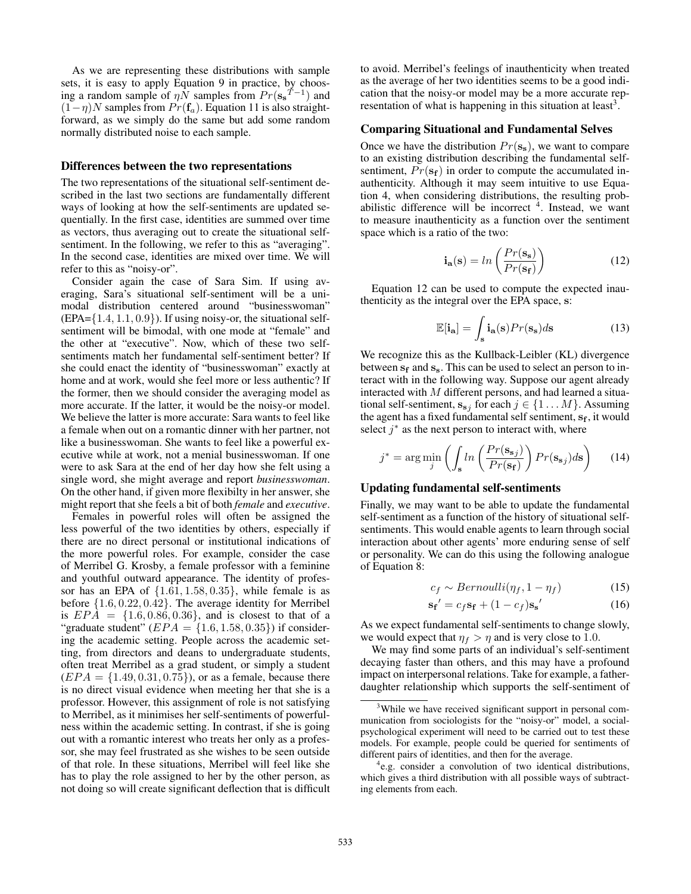As we are representing these distributions with sample sets, it is easy to apply Equation 9 in practice, by choosing a random sample of $\eta N$ samples from $Pr(\mathbf{s_s}^{T-1})$ and $(1-\eta)N$ samples from $Pr(\mathbf{f}_a)$. Equation 11 is also straightforward, as we simply do the same but add some random normally distributed noise to each sample.

### Differences between the two representations

The two representations of the situational self-sentiment described in the last two sections are fundamentally different ways of looking at how the self-sentiments are updated sequentially. In the first case, identities are summed over time as vectors, thus averaging out to create the situational self-sentiment. In the following, we refer to this as "averaging". In the second case, identities are mixed over time. We will refer to this as "noisy-or".

Consider again the case of Sara Sim. If using averaging, Sara's situational self-sentiment will be a unimodal distribution centered around "businesswoman" (EPA=$\{1.4, 1.1, 0.9\}$). If using noisy-or, the situational self-sentiment will be bimodal, with one mode at "female" and the other at "executive". Now, which of these two self-sentiments match her fundamental self-sentiment better? If she could enact the identity of "businesswoman" exactly at home and at work, would she feel more or less authentic? If the former, then we should consider the averaging model as more accurate. If the latter, it would be the noisy-or model. We believe the latter is more accurate: Sara wants to feel like a female when out on a romantic dinner with her partner, not like a businesswoman. She wants to feel like a powerful executive while at work, not a menial businesswoman. If one were to ask Sara at the end of her day how she felt using a single word, she might average and report *businesswoman*. On the other hand, if given more flexibilty in her answer, she might report that she feels a bit of both *female* and *executive*.

Females in powerful roles will often be assigned the less powerful of the two identities by others, especially if there are no direct personal or institutional indications of the more powerful roles. For example, consider the case of Merribel G. Krosby, a female professor with a feminine and youthful outward appearance. The identity of professor has an EPA of $\{1.61, 1.58, 0.35\}$, while female is as before $\{1.6, 0.22, 0.42\}$. The average identity for Merribel is $EPA = \{1.6, 0.86, 0.36\}$, and is closest to that of a "graduate student" ($EPA = \{1.6, 1.58, 0.35\}$) if considering the academic setting. People across the academic setting, from directors and deans to undergraduate students, often treat Merribel as a grad student, or simply a student ($EPA = \{1.49, 0.31, 0.75\}$), or as a female, because there is no direct visual evidence when meeting her that she is a professor. However, this assignment of role is not satisfying to Merribel, as it minimises her self-sentiments of powerfulness within the academic setting. In contrast, if she is going out with a romantic interest who treats her only as a professor, she may feel frustrated as she wishes to be seen outside of that role. In these situations, Merribel will feel like she has to play the role assigned to her by the other person, as not doing so will create significant deflection that is difficult to avoid. Merribel's feelings of inauthenticity when treated as the average of her two identities seems to be a good indication that the noisy-or model may be a more accurate representation of what is happening in this situation at least[3].

### Comparing Situational and Fundamental Selves

Once we have the distribution $Pr(\mathbf{s_s})$, we want to compare to an existing distribution describing the fundamental self-sentiment, $Pr(\mathbf{s_f})$ in order to compute the accumulated inauthenticity. Although it may seem intuitive to use Equation 4, when considering distributions, the resulting probabilistic difference will be incorrect [4]. Instead, we want to measure inauthenticity as a function over the sentiment space which is a ratio of the two:

$$\mathbf{i_a}(\mathbf{s}) = ln\left(\frac{Pr(\mathbf{s_s})}{Pr(\mathbf{s_f})}\right) \tag{12}$$

Equation 12 can be used to compute the expected inauthenticity as the integral over the EPA space, s:

$$\mathbb{E}[\mathbf{i_a}] = \int_{\mathbf{s}} \mathbf{i_a}(\mathbf{s}) Pr(\mathbf{s_s}) d\mathbf{s} \tag{13}$$

We recognize this as the Kullback-Leibler (KL) divergence between $\mathbf{s_f}$ and $\mathbf{s_s}$. This can be used to select an person to interact with in the following way. Suppose our agent already interacted with $M$ different persons, and had learned a situational self-sentiment, $\mathbf{s_s}_j$ for each $j \in \{1 \dots M\}$. Assuming the agent has a fixed fundamental self sentiment, $\mathbf{s_f}$, it would select $j^*$ as the next person to interact with, where

$$j^* = \arg\min_j \left( \int_{\mathbf{s}} ln\left(\frac{Pr(\mathbf{s_s}_j)}{Pr(\mathbf{s_f})}\right) Pr(\mathbf{s_s}_j) d\mathbf{s} \right) \tag{14}$$

### Updating fundamental self-sentiments

Finally, we may want to be able to update the fundamental self-sentiment as a function of the history of situational self-sentiments. This would enable agents to learn through social interaction about other agents' more enduring sense of self or personality. We can do this using the following analogue of Equation 8:

$$c_f \sim Bernoulli(\eta_f, 1-\eta_f) \tag{15}$$

$$\mathbf{s_f}' = c_f \mathbf{s_f} + (1 - c_f)\mathbf{s_s}' \tag{16}$$

As we expect fundamental self-sentiments to change slowly, we would expect that $\eta_f > \eta$ and is very close to 1.0.

We may find some parts of an individual's self-sentiment decaying faster than others, and this may have a profound impact on interpersonal relations. Take for example, a father-daughter relationship which supports the self-sentiment of

[3] While we have received significant support in personal communication from sociologists for the "noisy-or" model, a social-psychological experiment will need to be carried out to test these models. For example, people could be queried for sentiments of different pairs of identities, and then for the average.

[4] e.g. consider a convolution of two identical distributions, which gives a third distribution with all possible ways of subtracting elements from each.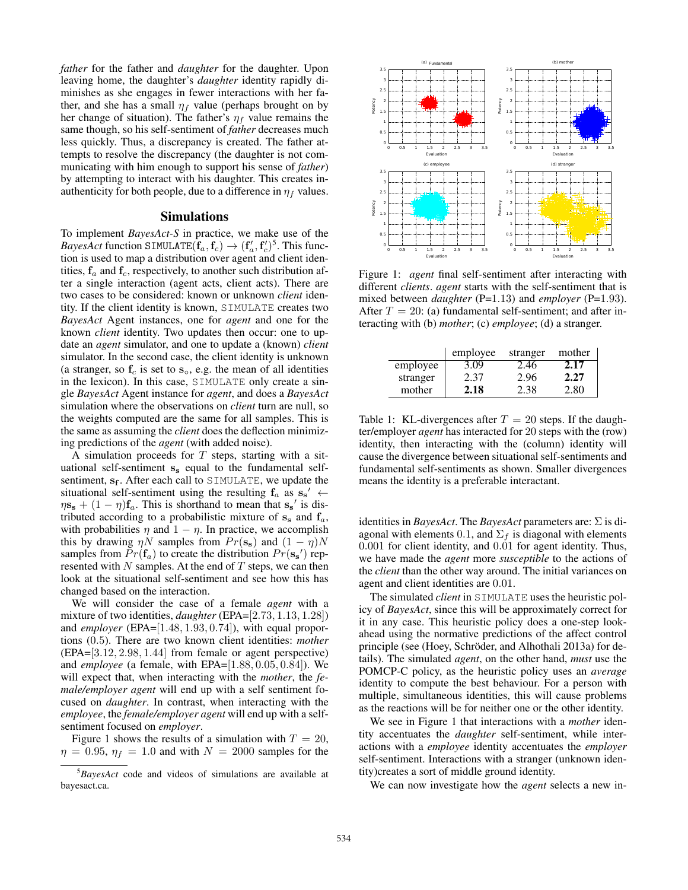*father* for the father and *daughter* for the daughter. Upon leaving home, the daughter's *daughter* identity rapidly diminishes as she engages in fewer interactions with her father, and she has a small $\eta_f$ value (perhaps brought on by her change of situation). The father's $\eta_f$ value remains the same though, so his self-sentiment of *father* decreases much less quickly. Thus, a discrepancy is created. The father attempts to resolve the discrepancy (the daughter is not communicating with him enough to support his sense of *father*) by attempting to interact with his daughter. This creates inauthenticity for both people, due to a difference in $\eta_f$ values.

## Simulations

To implement *BayesAct-S* in practice, we make use of the *BayesAct* function $\texttt{SIMULATE}(\mathbf{f}_a, \mathbf{f}_c) \rightarrow (\mathbf{f}'_a, \mathbf{f}'_c)$[5]. This function is used to map a distribution over agent and client identities, $\mathbf{f}_a$ and $\mathbf{f}_c$, respectively, to another such distribution after a single interaction (agent acts, client acts). There are two cases to be considered: known or unknown *client* identity. If the client identity is known, SIMULATE creates two *BayesAct* Agent instances, one for *agent* and one for the known *client* identity. Two updates then occur: one to update an *agent* simulator, and one to update a (known) *client* simulator. In the second case, the client identity is unknown (a stranger, so $\mathbf{f}_c$ is set to $\mathbf{s}_\circ$, e.g. the mean of all identities in the lexicon). In this case, SIMULATE only create a single *BayesAct* Agent instance for *agent*, and does a *BayesAct* simulation where the observations on *client* turn are null, so the weights computed are the same for all samples. This is the same as assuming the *client* does the deflection minimizing predictions of the *agent* (with added noise).

A simulation proceeds for $T$ steps, starting with a situational self-sentiment $\mathbf{s_s}$ equal to the fundamental self-sentiment, $\mathbf{s_f}$. After each call to SIMULATE, we update the situational self-sentiment using the resulting $\mathbf{f}_a$ as $\mathbf{s_s}' \leftarrow \eta\mathbf{s_s} + (1-\eta)\mathbf{f}_a$. This is shorthand to mean that $\mathbf{s_s}'$ is distributed according to a probabilistic mixture of $\mathbf{s_s}$ and $\mathbf{f}_a$, with probabilities $\eta$ and $1-\eta$. In practice, we accomplish this by drawing $\eta N$ samples from $Pr(\mathbf{s_s})$ and $(1-\eta)N$ samples from $Pr(\mathbf{f}_a)$ to create the distribution $Pr(\mathbf{s_s}')$ represented with $N$ samples. At the end of $T$ steps, we can then look at the situational self-sentiment and see how this has changed based on the interaction.

We will consider the case of a female *agent* with a mixture of two identities, *daughter* (EPA=$[2.73, 1.13, 1.28]$) and *employer* (EPA=$[1.48, 1.93, 0.74]$), with equal proportions (0.5). There are two known client identities: *mother* (EPA=$[3.12, 2.98, 1.44]$ from female or agent perspective) and *employee* (a female, with EPA=$[1.88, 0.05, 0.84]$). We will expect that, when interacting with the *mother*, the *female/employer agent* will end up with a self sentiment focused on *daughter*. In contrast, when interacting with the *employee*, the *female/employer agent* will end up with a self-sentiment focused on *employer*.

Figure 1 shows the results of a simulation with $T = 20$, $\eta = 0.95$, $\eta_f = 1.0$ and with $N = 2000$ samples for the identities in *BayesAct*. The *BayesAct* parameters are: $\Sigma$ is diagonal with elements 0.1, and $\Sigma_f$ is diagonal with elements 0.001 for client identity, and 0.01 for agent identity. Thus, we have made the *agent* more *susceptible* to the actions of the *client* than the other way around. The initial variances on agent and client identities are 0.01.

The simulated *client* in SIMULATE uses the heuristic policy of *BayesAct*, since this will be approximately correct for it in any case. This heuristic policy does a one-step lookahead using the normative predictions of the affect control principle (see (Hoey, Schröder, and Alhothali 2013a) for details). The simulated *agent*, on the other hand, *must* use the POMCP-C policy, as the heuristic policy uses an *average* identity to compute the best behaviour. For a person with multiple, simultaneous identities, this will cause problems as the reactions will be for neither one or the other identity.

We see in Figure 1 that interactions with a *mother* identity accentuates the *daughter* self-sentiment, while interactions with a *employee* identity accentuates the *employer* self-sentiment. Interactions with a stranger (unknown identity)creates a sort of middle ground identity.

We can now investigate how the *agent* selects a new in-

Figure 1: *agent* final self-sentiment after interacting with different *clients*. *agent* starts with the self-sentiment that is mixed between *daughter* (P=1.13) and *employer* (P=1.93). After $T = 20$: (a) fundamental self-sentiment; and after interacting with (b) *mother*; (c) *employee*; (d) a stranger.

| | employee | stranger | mother |
|---|---|---|---|
| employee | 3.09 | 2.46 | **2.17** |
| stranger | 2.37 | 2.96 | **2.27** |
| mother | **2.18** | 2.38 | 2.80 |

Table 1: KL-divergences after $T = 20$ steps. If the daughter/employer *agent* has interacted for 20 steps with the (row) identity, then interacting with the (column) identity will cause the divergence between situational self-sentiments and fundamental self-sentiments as shown. Smaller divergences means the identity is a preferable interactant.

[5] *BayesAct* code and videos of simulations are available at bayesact.ca.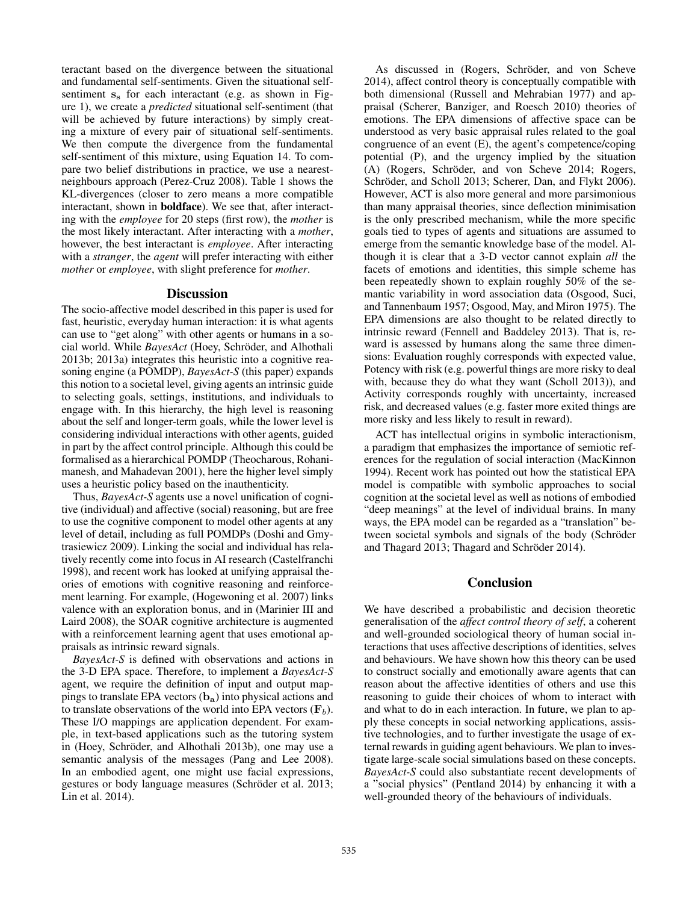teractant based on the divergence between the situational and fundamental self-sentiments. Given the situational self-sentiment $\mathbf{s_s}$ for each interactant (e.g. as shown in Figure 1), we create a *predicted* situational self-sentiment (that will be achieved by future interactions) by simply creating a mixture of every pair of situational self-sentiments. We then compute the divergence from the fundamental self-sentiment of this mixture, using Equation 14. To compare two belief distributions in practice, we use a nearest-neighbours approach (Perez-Cruz 2008). Table 1 shows the KL-divergences (closer to zero means a more compatible interactant, shown in **boldface**). We see that, after interacting with the *employee* for 20 steps (first row), the *mother* is the most likely interactant. After interacting with a *mother*, however, the best interactant is *employee*. After interacting with a *stranger*, the *agent* will prefer interacting with either *mother* or *employee*, with slight preference for *mother*.

## Discussion

The socio-affective model described in this paper is used for fast, heuristic, everyday human interaction: it is what agents can use to "get along" with other agents or humans in a social world. While *BayesAct* (Hoey, Schröder, and Alhothali 2013b; 2013a) integrates this heuristic into a cognitive reasoning engine (a POMDP), *BayesAct-S* (this paper) expands this notion to a societal level, giving agents an intrinsic guide to selecting goals, settings, institutions, and individuals to engage with. In this hierarchy, the high level is reasoning about the self and longer-term goals, while the lower level is considering individual interactions with other agents, guided in part by the affect control principle. Although this could be formalised as a hierarchical POMDP (Theocharous, Rohanimanesh, and Mahadevan 2001), here the higher level simply uses a heuristic policy based on the inauthenticity.

Thus, *BayesAct-S* agents use a novel unification of cognitive (individual) and affective (social) reasoning, but are free to use the cognitive component to model other agents at any level of detail, including as full POMDPs (Doshi and Gmytrasiewicz 2009). Linking the social and individual has relatively recently come into focus in AI research (Castelfranchi 1998), and recent work has looked at unifying appraisal theories of emotions with cognitive reasoning and reinforcement learning. For example, (Hogewoning et al. 2007) links valence with an exploration bonus, and in (Marinier III and Laird 2008), the SOAR cognitive architecture is augmented with a reinforcement learning agent that uses emotional appraisals as intrinsic reward signals.

*BayesAct-S* is defined with observations and actions in the 3-D EPA space. Therefore, to implement a *BayesAct-S* agent, we require the definition of input and output mappings to translate EPA vectors ($\mathbf{b_a}$) into physical actions and to translate observations of the world into EPA vectors ($\mathbf{F}_b$). These I/O mappings are application dependent. For example, in text-based applications such as the tutoring system in (Hoey, Schröder, and Alhothali 2013b), one may use a semantic analysis of the messages (Pang and Lee 2008). In an embodied agent, one might use facial expressions, gestures or body language measures (Schröder et al. 2013; Lin et al. 2014).

As discussed in (Rogers, Schröder, and von Scheve 2014), affect control theory is conceptually compatible with both dimensional (Russell and Mehrabian 1977) and appraisal (Scherer, Banziger, and Roesch 2010) theories of emotions. The EPA dimensions of affective space can be understood as very basic appraisal rules related to the goal congruence of an event (E), the agent's competence/coping potential (P), and the urgency implied by the situation (A) (Rogers, Schröder, and von Scheve 2014; Rogers, Schröder, and Scholl 2013; Scherer, Dan, and Flykt 2006). However, ACT is also more general and more parsimonious than many appraisal theories, since deflection minimisation is the only prescribed mechanism, while the more specific goals tied to types of agents and situations are assumed to emerge from the semantic knowledge base of the model. Although it is clear that a 3-D vector cannot explain *all* the facets of emotions and identities, this simple scheme has been repeatedly shown to explain roughly 50% of the semantic variability in word association data (Osgood, Suci, and Tannenbaum 1957; Osgood, May, and Miron 1975). The EPA dimensions are also thought to be related directly to intrinsic reward (Fennell and Baddeley 2013). That is, reward is assessed by humans along the same three dimensions: Evaluation roughly corresponds with expected value, Potency with risk (e.g. powerful things are more risky to deal with, because they do what they want (Scholl 2013)), and Activity corresponds roughly with uncertainty, increased risk, and decreased values (e.g. faster more exited things are more risky and less likely to result in reward).

ACT has intellectual origins in symbolic interactionism, a paradigm that emphasizes the importance of semiotic references for the regulation of social interaction (MacKinnon 1994). Recent work has pointed out how the statistical EPA model is compatible with symbolic approaches to social cognition at the societal level as well as notions of embodied "deep meanings" at the level of individual brains. In many ways, the EPA model can be regarded as a "translation" between societal symbols and signals of the body (Schröder and Thagard 2013; Thagard and Schröder 2014).

## Conclusion

We have described a probabilistic and decision theoretic generalisation of the *affect control theory of self*, a coherent and well-grounded sociological theory of human social interactions that uses affective descriptions of identities, selves and behaviours. We have shown how this theory can be used to construct socially and emotionally aware agents that can reason about the affective identities of others and use this reasoning to guide their choices of whom to interact with and what to do in each interaction. In future, we plan to apply these concepts in social networking applications, assistive technologies, and to further investigate the usage of external rewards in guiding agent behaviours. We plan to investigate large-scale social simulations based on these concepts. *BayesAct-S* could also substantiate recent developments of a "social physics" (Pentland 2014) by enhancing it with a well-grounded theory of the behaviours of individuals.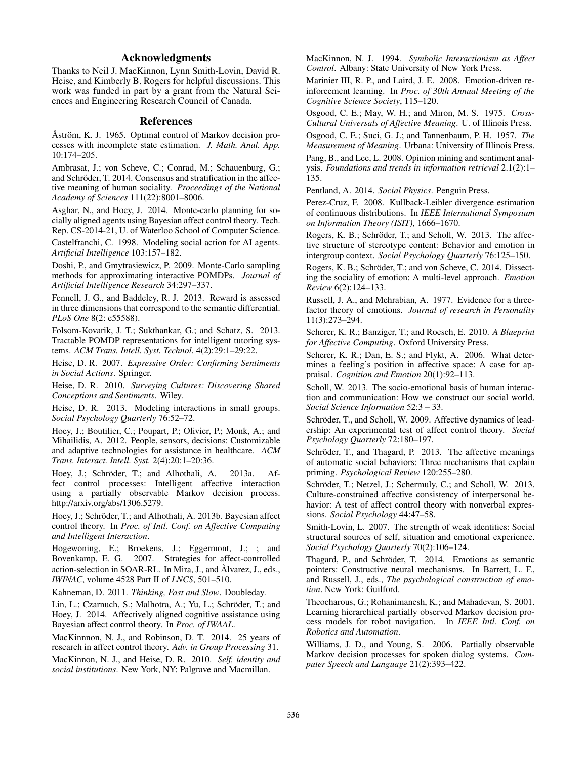## Acknowledgments

Thanks to Neil J. MacKinnon, Lynn Smith-Lovin, David R. Heise, and Kimberly B. Rogers for helpful discussions. This work was funded in part by a grant from the Natural Sciences and Engineering Research Council of Canada.

## References

Åström, K. J. 1965. Optimal control of Markov decision processes with incomplete state estimation. *J. Math. Anal. App.* 10:174–205.

Ambrasat, J.; von Scheve, C.; Conrad, M.; Schauenburg, G.; and Schröder, T. 2014. Consensus and stratification in the affective meaning of human sociality. *Proceedings of the National Academy of Sciences* 111(22):8001–8006.

Asghar, N., and Hoey, J. 2014. Monte-carlo planning for socially aligned agents using Bayesian affect control theory. Tech. Rep. CS-2014-21, U. of Waterloo School of Computer Science.

Castelfranchi, C. 1998. Modeling social action for AI agents. *Artificial Intelligence* 103:157–182.

Doshi, P., and Gmytrasiewicz, P. 2009. Monte-Carlo sampling methods for approximating interactive POMDPs. *Journal of Artificial Intelligence Research* 34:297–337.

Fennell, J. G., and Baddeley, R. J. 2013. Reward is assessed in three dimensions that correspond to the semantic differential. *PLoS One* 8(2: e55588).

Folsom-Kovarik, J. T.; Sukthankar, G.; and Schatz, S. 2013. Tractable POMDP representations for intelligent tutoring systems. *ACM Trans. Intell. Syst. Technol.* 4(2):29:1–29:22.

Heise, D. R. 2007. *Expressive Order: Confirming Sentiments in Social Actions*. Springer.

Heise, D. R. 2010. *Surveying Cultures: Discovering Shared Conceptions and Sentiments*. Wiley.

Heise, D. R. 2013. Modeling interactions in small groups. *Social Psychology Quarterly* 76:52–72.

Hoey, J.; Boutilier, C.; Poupart, P.; Olivier, P.; Monk, A.; and Mihailidis, A. 2012. People, sensors, decisions: Customizable and adaptive technologies for assistance in healthcare. *ACM Trans. Interact. Intell. Syst.* 2(4):20:1–20:36.

Hoey, J.; Schröder, T.; and Alhothali, A. 2013a. Affect control processes: Intelligent affective interaction using a partially observable Markov decision process. http://arxiv.org/abs/1306.5279.

Hoey, J.; Schröder, T.; and Alhothali, A. 2013b. Bayesian affect control theory. In *Proc. of Intl. Conf. on Affective Computing and Intelligent Interaction*.

Hogewoning, E.; Broekens, J.; Eggermont, J.; ; and Bovenkamp, E. G. 2007. Strategies for affect-controlled action-selection in SOAR-RL. In Mira, J., and Àlvarez, J., eds., *IWINAC*, volume 4528 Part II of *LNCS*, 501–510.

Kahneman, D. 2011. *Thinking, Fast and Slow*. Doubleday.

Lin, L.; Czarnuch, S.; Malhotra, A.; Yu, L.; Schröder, T.; and Hoey, J. 2014. Affectively aligned cognitive assistance using Bayesian affect control theory. In *Proc. of IWAAL*.

MacKinnnon, N. J., and Robinson, D. T. 2014. 25 years of research in affect control theory. *Adv. in Group Processing* 31.

MacKinnon, N. J., and Heise, D. R. 2010. *Self, identity and social institutions*. New York, NY: Palgrave and Macmillan.

MacKinnon, N. J. 1994. *Symbolic Interactionism as Affect Control*. Albany: State University of New York Press.

Marinier III, R. P., and Laird, J. E. 2008. Emotion-driven reinforcement learning. In *Proc. of 30th Annual Meeting of the Cognitive Science Society*, 115–120.

Osgood, C. E.; May, W. H.; and Miron, M. S. 1975. *Cross-Cultural Universals of Affective Meaning*. U. of Illinois Press.

Osgood, C. E.; Suci, G. J.; and Tannenbaum, P. H. 1957. *The Measurement of Meaning*. Urbana: University of Illinois Press.

Pang, B., and Lee, L. 2008. Opinion mining and sentiment analysis. *Foundations and trends in information retrieval* 2.1(2):1–135.

Pentland, A. 2014. *Social Physics*. Penguin Press.

Perez-Cruz, F. 2008. Kullback-Leibler divergence estimation of continuous distributions. In *IEEE International Symposium on Information Theory (ISIT)*, 1666–1670.

Rogers, K. B.; Schröder, T.; and Scholl, W. 2013. The affective structure of stereotype content: Behavior and emotion in intergroup context. *Social Psychology Quarterly* 76:125–150.

Rogers, K. B.; Schröder, T.; and von Scheve, C. 2014. Dissecting the sociality of emotion: A multi-level approach. *Emotion Review* 6(2):124–133.

Russell, J. A., and Mehrabian, A. 1977. Evidence for a three-factor theory of emotions. *Journal of research in Personality* 11(3):273–294.

Scherer, K. R.; Banziger, T.; and Roesch, E. 2010. *A Blueprint for Affective Computing*. Oxford University Press.

Scherer, K. R.; Dan, E. S.; and Flykt, A. 2006. What determines a feeling's position in affective space: A case for appraisal. *Cognition and Emotion* 20(1):92–113.

Scholl, W. 2013. The socio-emotional basis of human interaction and communication: How we construct our social world. *Social Science Information* 52:3 – 33.

Schröder, T., and Scholl, W. 2009. Affective dynamics of leadership: An experimental test of affect control theory. *Social Psychology Quarterly* 72:180–197.

Schröder, T., and Thagard, P. 2013. The affective meanings of automatic social behaviors: Three mechanisms that explain priming. *Psychological Review* 120:255–280.

Schröder, T.; Netzel, J.; Schermuly, C.; and Scholl, W. 2013. Culture-constrained affective consistency of interpersonal behavior: A test of affect control theory with nonverbal expressions. *Social Psychology* 44:47–58.

Smith-Lovin, L. 2007. The strength of weak identities: Social structural sources of self, situation and emotional experience. *Social Psychology Quarterly* 70(2):106–124.

Thagard, P., and Schröder, T. 2014. Emotions as semantic pointers: Constructive neural mechanisms. In Barrett, L. F., and Russell, J., eds., *The psychological construction of emotion*. New York: Guilford.

Theocharous, G.; Rohanimanesh, K.; and Mahadevan, S. 2001. Learning hierarchical partially observed Markov decision process models for robot navigation. In *IEEE Intl. Conf. on Robotics and Automation*.

Williams, J. D., and Young, S. 2006. Partially observable Markov decision processes for spoken dialog systems. *Computer Speech and Language* 21(2):393–422.